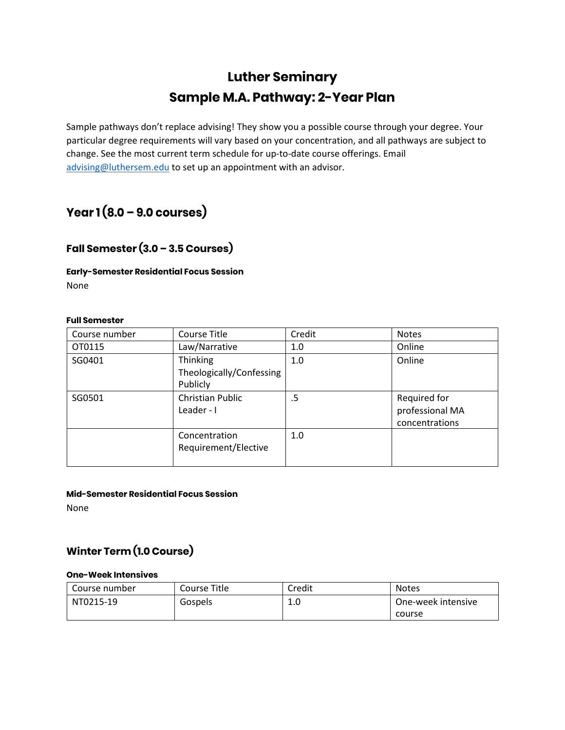# Luther Seminary
# Sample M.A. Pathway: 2-Year Plan

Sample pathways don't replace advising! They show you a possible course through your degree. Your particular degree requirements will vary based on your concentration, and all pathways are subject to change. See the most current term schedule for up-to-date course offerings. Email advising@luthersem.edu to set up an appointment with an advisor.

## Year 1 (8.0 – 9.0 courses)

### Fall Semester (3.0 – 3.5 Courses)

#### Early-Semester Residential Focus Session

None

#### Full Semester

| Course number | Course Title | Credit | Notes |
|---|---|---|---|
| OT0115 | Law/Narrative | 1.0 | Online |
| SG0401 | Thinking Theologically/Confessing Publicly | 1.0 | Online |
| SG0501 | Christian Public Leader - I | .5 | Required for professional MA concentrations |
| | Concentration Requirement/Elective | 1.0 | |

#### Mid-Semester Residential Focus Session

None

### Winter Term (1.0 Course)

#### One-Week Intensives

| Course number | Course Title | Credit | Notes |
|---|---|---|---|
| NT0215-19 | Gospels | 1.0 | One-week intensive course |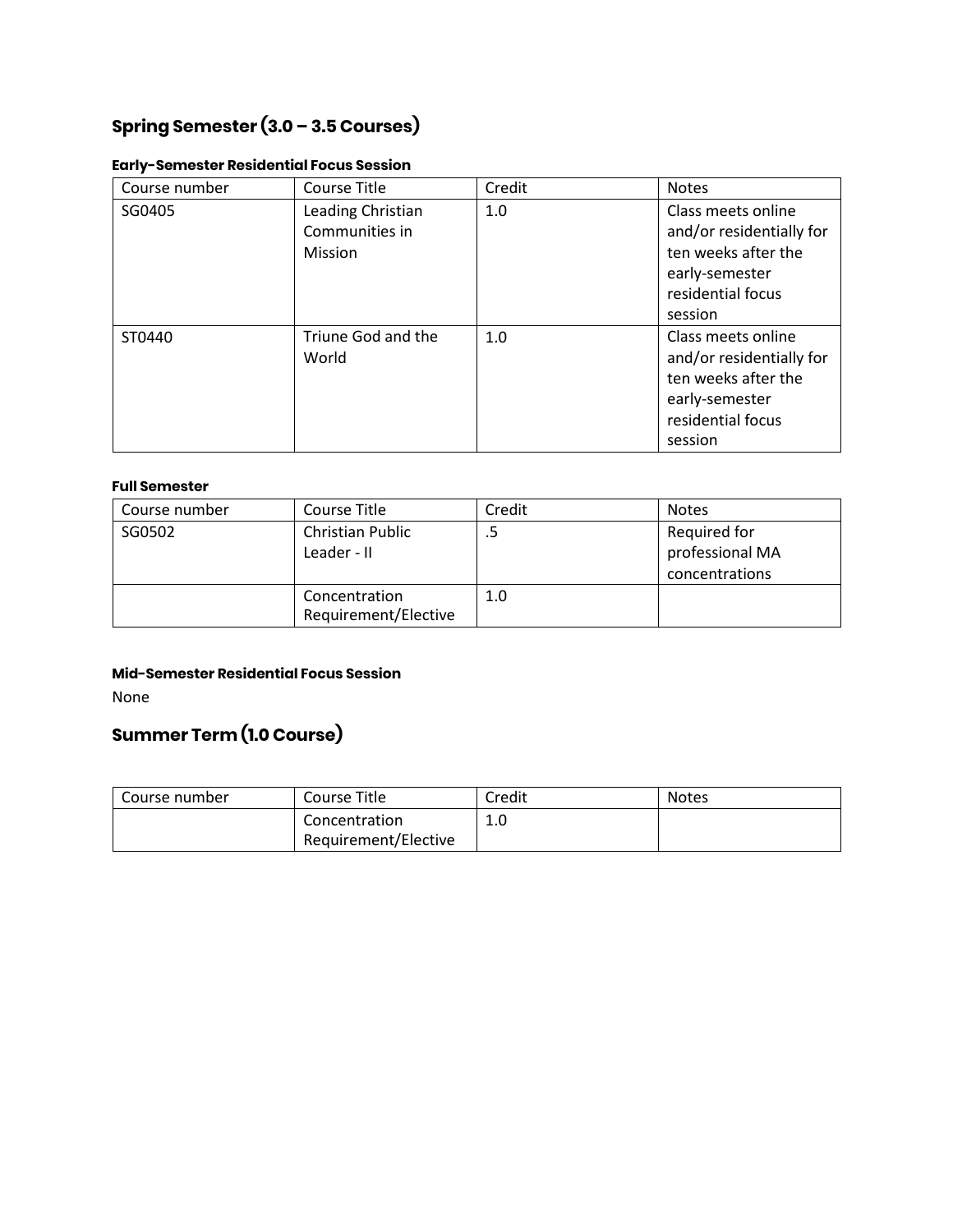## Spring Semester (3.0 – 3.5 Courses)

#### Early-Semester Residential Focus Session

| Course number | Course Title | Credit | Notes |
|---|---|---|---|
| SG0405 | Leading Christian Communities in Mission | 1.0 | Class meets online and/or residentially for ten weeks after the early-semester residential focus session |
| ST0440 | Triune God and the World | 1.0 | Class meets online and/or residentially for ten weeks after the early-semester residential focus session |

#### Full Semester

| Course number | Course Title | Credit | Notes |
|---|---|---|---|
| SG0502 | Christian Public Leader - II | .5 | Required for professional MA concentrations |
| | Concentration Requirement/Elective | 1.0 | |

#### Mid-Semester Residential Focus Session

None

## Summer Term (1.0 Course)

| Course number | Course Title | Credit | Notes |
|---|---|---|---|
| | Concentration Requirement/Elective | 1.0 | |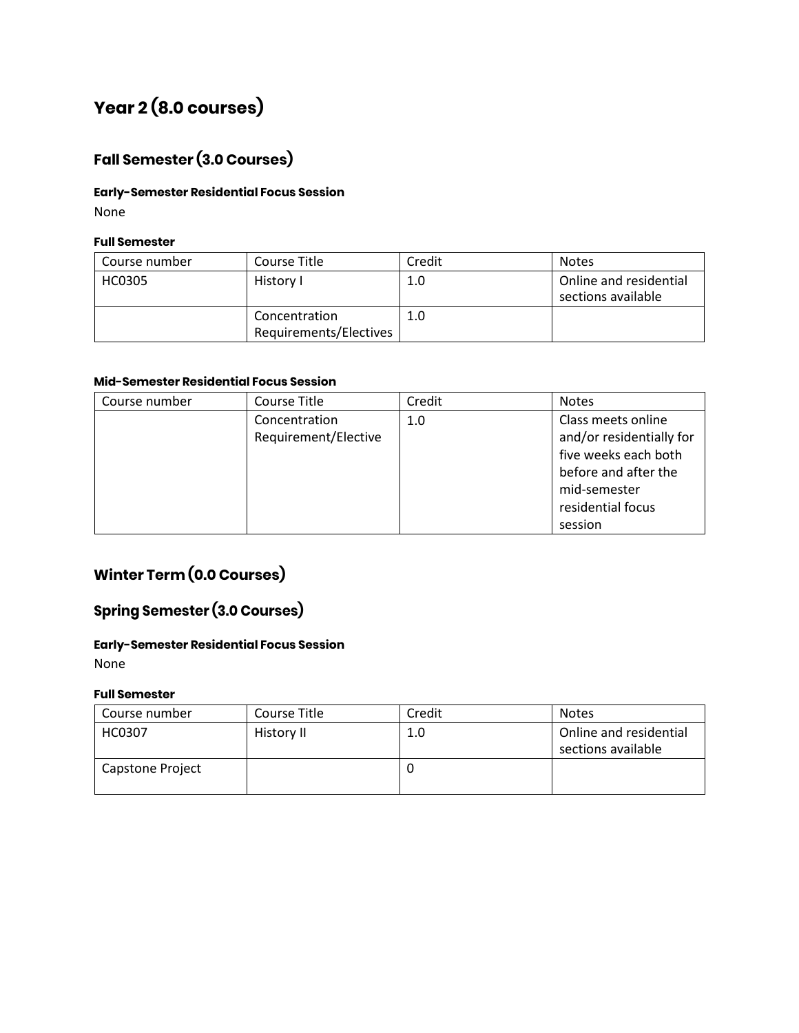# Year 2 (8.0 courses)

## Fall Semester (3.0 Courses)

#### Early-Semester Residential Focus Session

None

#### Full Semester

| Course number | Course Title | Credit | Notes |
|---|---|---|---|
| HC0305 | History I | 1.0 | Online and residential sections available |
| | Concentration Requirements/Electives | 1.0 | |

#### Mid-Semester Residential Focus Session

| Course number | Course Title | Credit | Notes |
|---|---|---|---|
| | Concentration Requirement/Elective | 1.0 | Class meets online and/or residentially for five weeks each both before and after the mid-semester residential focus session |

## Winter Term (0.0 Courses)

## Spring Semester (3.0 Courses)

#### Early-Semester Residential Focus Session

None

#### Full Semester

| Course number | Course Title | Credit | Notes |
|---|---|---|---|
| HC0307 | History II | 1.0 | Online and residential sections available |
| Capstone Project | | 0 | |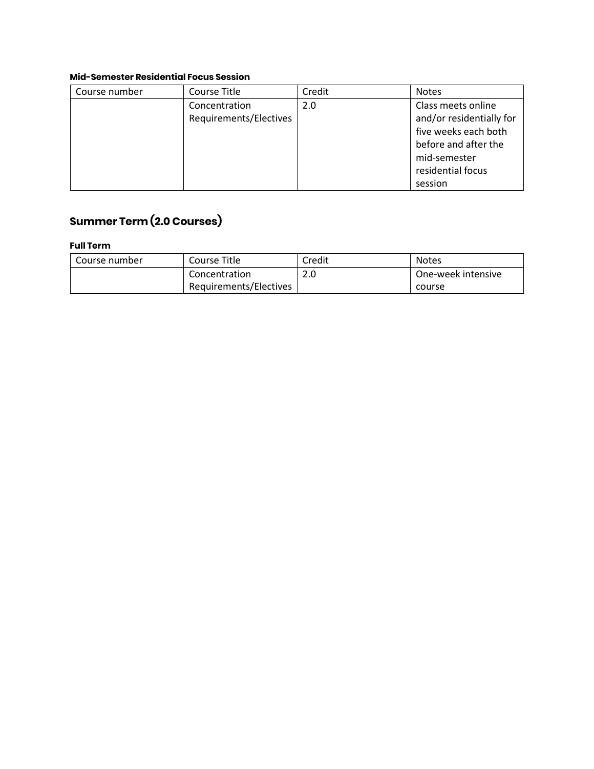#### Mid-Semester Residential Focus Session

| Course number | Course Title | Credit | Notes |
|---|---|---|---|
| | Concentration Requirements/Electives | 2.0 | Class meets online and/or residentially for five weeks each both before and after the mid-semester residential focus session |

## Summer Term (2.0 Courses)

#### Full Term

| Course number | Course Title | Credit | Notes |
|---|---|---|---|
| | Concentration Requirements/Electives | 2.0 | One-week intensive course |